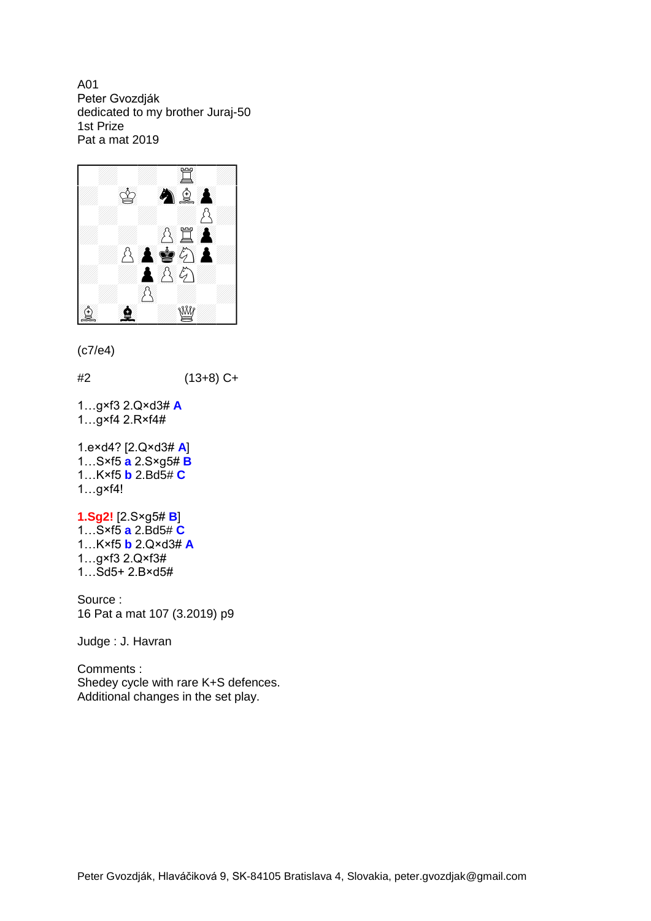A01
Peter Gvozdják
dedicated to my brother Juraj-50
1st Prize
Pat a mat 2019

(c7/e4)

#2 (13+8) C+

1…g×f3 2.Q×d3# **A**
1…g×f4 2.R×f4#

1.e×d4? [2.Q×d3# **A**]
1…S×f5 **a** 2.S×g5# **B**
1…K×f5 **b** 2.Bd5# **C**
1…g×f4!

**1.Sg2!** [2.S×g5# **B**]
1…S×f5 **a** 2.Bd5# **C**
1…K×f5 **b** 2.Q×d3# **A**
1…g×f3 2.Q×f3#
1…Sd5+ 2.B×d5#

Source :
16 Pat a mat 107 (3.2019) p9

Judge : J. Havran

Comments :
Shedey cycle with rare K+S defences.
Additional changes in the set play.

Peter Gvozdják, Hlaváčiková 9, SK-84105 Bratislava 4, Slovakia, peter.gvozdjak@gmail.com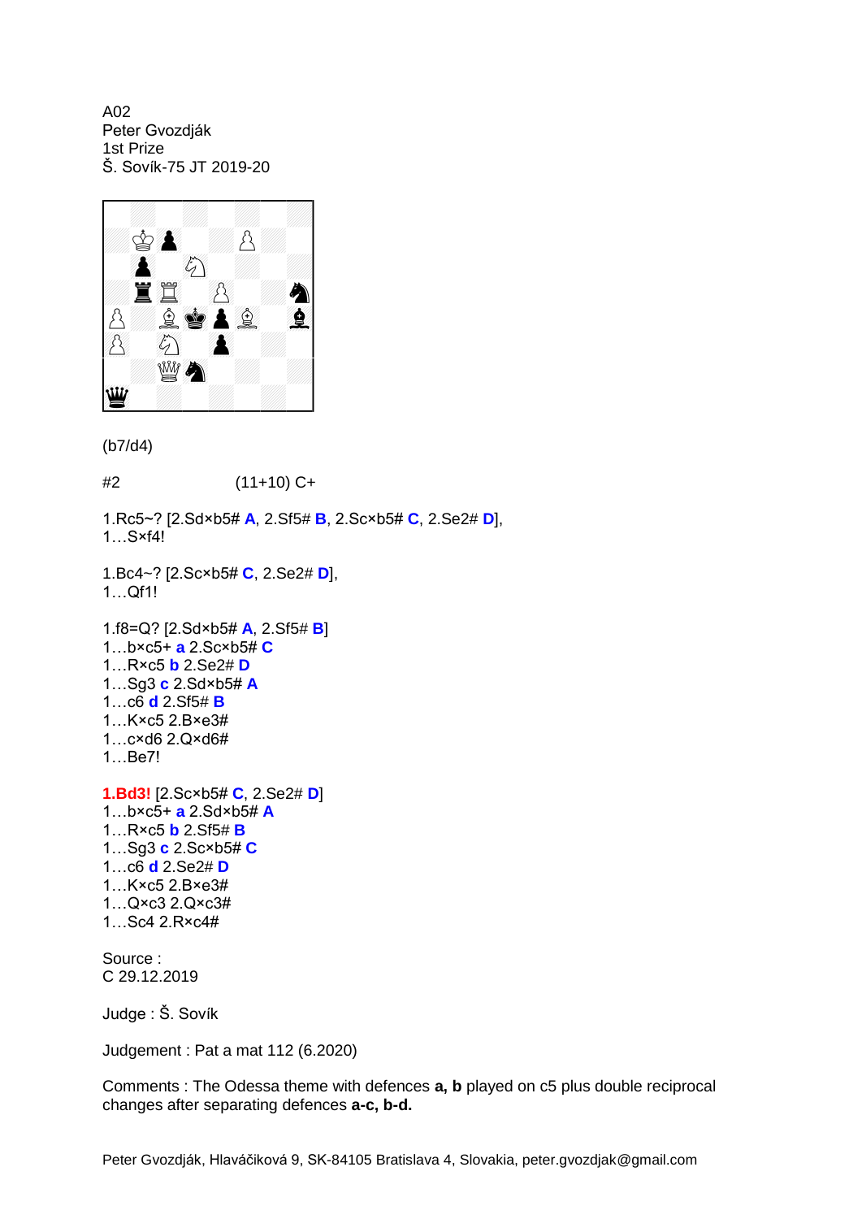A02
Peter Gvozdják
1st Prize
Š. Sovík-75 JT 2019-20

(b7/d4)

#2 (11+10) C+

1.Rc5~? [2.Sd×b5# **A**, 2.Sf5# **B**, 2.Sc×b5# **C**, 2.Se2# **D**],
1…S×f4!

1.Bc4~? [2.Sc×b5# **C**, 2.Se2# **D**],
1…Qf1!

1.f8=Q? [2.Sd×b5# **A**, 2.Sf5# **B**]
1…b×c5+ **a** 2.Sc×b5# **C**
1…R×c5 **b** 2.Se2# **D**
1…Sg3 **c** 2.Sd×b5# **A**
1…c6 **d** 2.Sf5# **B**
1…K×c5 2.B×e3#
1…c×d6 2.Q×d6#
1…Be7!

**1.Bd3!** [2.Sc×b5# **C**, 2.Se2# **D**]
1…b×c5+ **a** 2.Sd×b5# **A**
1…R×c5 **b** 2.Sf5# **B**
1…Sg3 **c** 2.Sc×b5# **C**
1…c6 **d** 2.Se2# **D**
1…K×c5 2.B×e3#
1…Q×c3 2.Q×c3#
1…Sc4 2.R×c4#

Source :
C 29.12.2019

Judge : Š. Sovík

Judgement : Pat a mat 112 (6.2020)

Comments : The Odessa theme with defences **a, b** played on c5 plus double reciprocal changes after separating defences **a-c, b-d.**

Peter Gvozdják, Hlaváčiková 9, SK-84105 Bratislava 4, Slovakia, peter.gvozdjak@gmail.com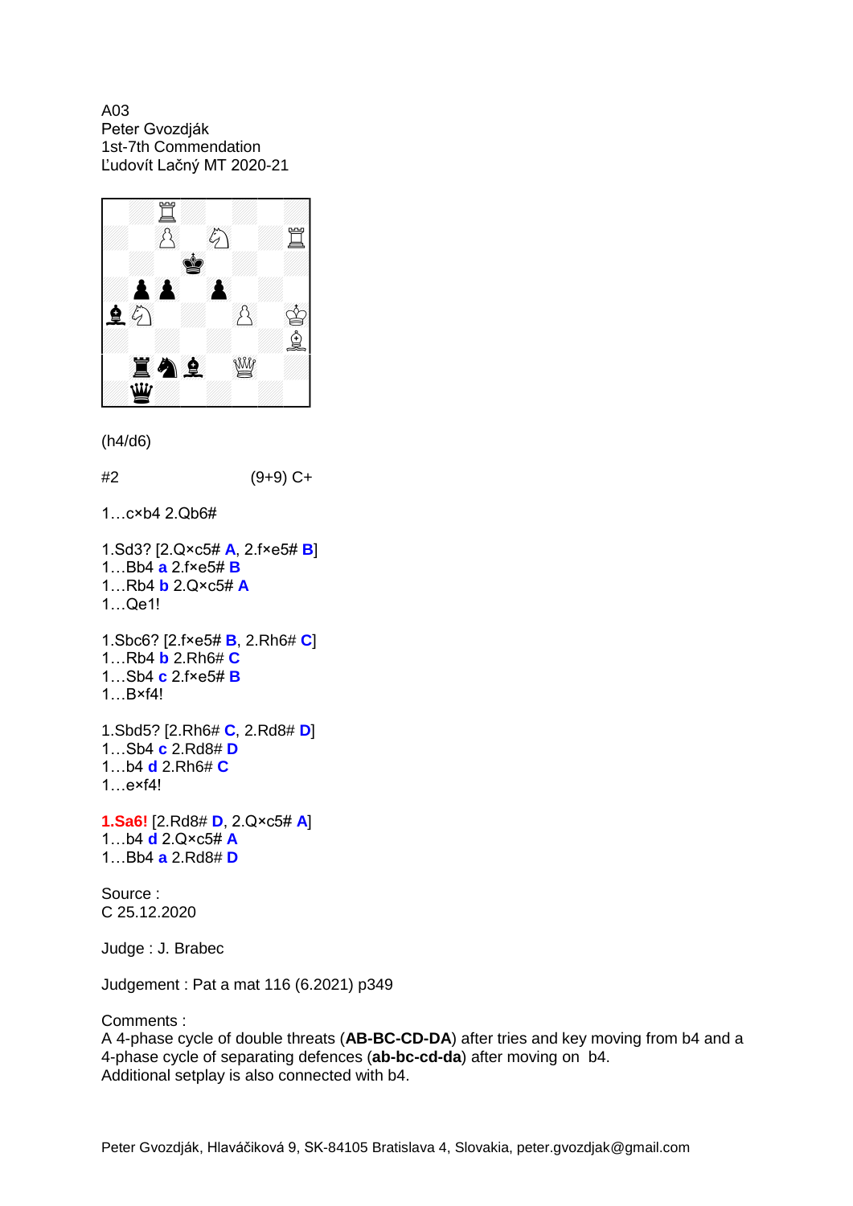A03
Peter Gvozdják
1st-7th Commendation
Ľudovít Lačný MT 2020-21

(h4/d6)

#2 (9+9) C+

1…c×b4 2.Qb6#

1.Sd3? [2.Q×c5# **A**, 2.f×e5# **B**]
1…Bb4 **a** 2.f×e5# **B**
1…Rb4 **b** 2.Q×c5# **A**
1…Qe1!

1.Sbc6? [2.f×e5# **B**, 2.Rh6# **C**]
1…Rb4 **b** 2.Rh6# **C**
1…Sb4 **c** 2.f×e5# **B**
1…B×f4!

1.Sbd5? [2.Rh6# **C**, 2.Rd8# **D**]
1…Sb4 **c** 2.Rd8# **D**
1…b4 **d** 2.Rh6# **C**
1…e×f4!

**1.Sa6!** [2.Rd8# **D**, 2.Q×c5# **A**]
1…b4 **d** 2.Q×c5# **A**
1…Bb4 **a** 2.Rd8# **D**

Source :
C 25.12.2020

Judge : J. Brabec

Judgement : Pat a mat 116 (6.2021) p349

Comments :
A 4-phase cycle of double threats (**AB-BC-CD-DA**) after tries and key moving from b4 and a 4-phase cycle of separating defences (**ab-bc-cd-da**) after moving on b4.
Additional setplay is also connected with b4.

Peter Gvozdják, Hlaváčiková 9, SK-84105 Bratislava 4, Slovakia, peter.gvozdjak@gmail.com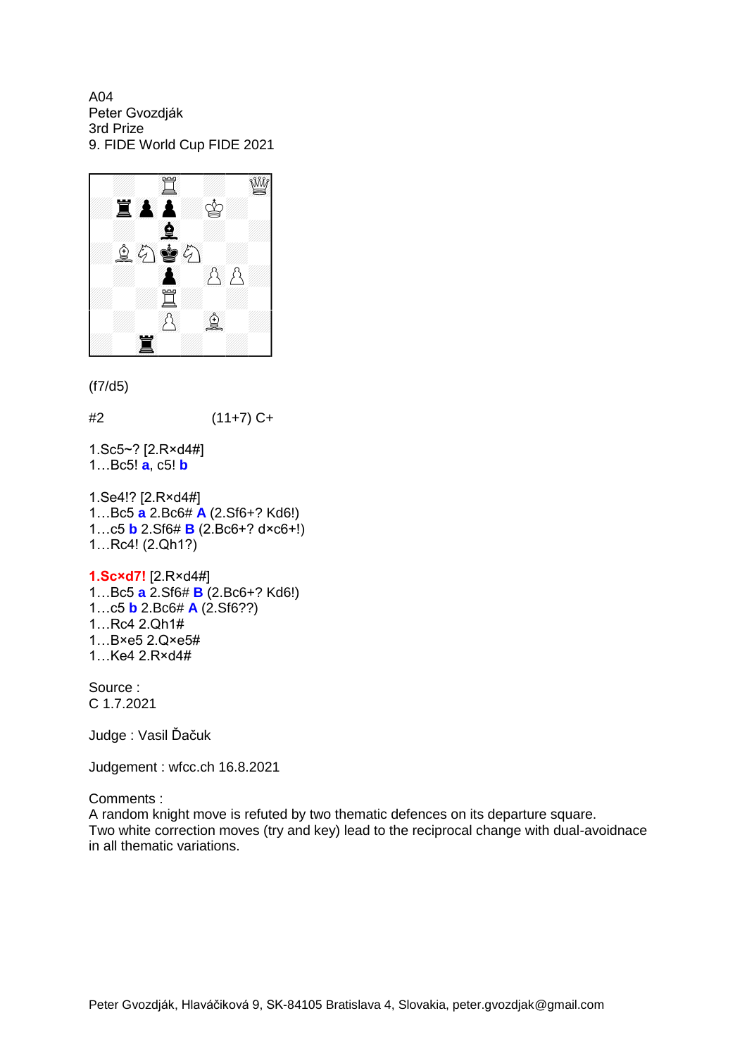A04
Peter Gvozdják
3rd Prize
9. FIDE World Cup FIDE 2021

(f7/d5)

#2 (11+7) C+

1.Sc5~? [2.R×d4#]
1…Bc5! **a**, c5! **b**

1.Se4!? [2.R×d4#]
1…Bc5 **a** 2.Bc6# **A** (2.Sf6+? Kd6!)
1…c5 **b** 2.Sf6# **B** (2.Bc6+? d×c6+!)
1…Rc4! (2.Qh1?)

**1.Sc×d7!** [2.R×d4#]
1…Bc5 **a** 2.Sf6# **B** (2.Bc6+? Kd6!)
1…c5 **b** 2.Bc6# **A** (2.Sf6??)
1…Rc4 2.Qh1#
1…B×e5 2.Q×e5#
1…Ke4 2.R×d4#

Source :
C 1.7.2021

Judge : Vasil Ďačuk

Judgement : wfcc.ch 16.8.2021

Comments :
A random knight move is refuted by two thematic defences on its departure square.
Two white correction moves (try and key) lead to the reciprocal change with dual-avoidnace in all thematic variations.

Peter Gvozdják, Hlaváčiková 9, SK-84105 Bratislava 4, Slovakia, peter.gvozdjak@gmail.com